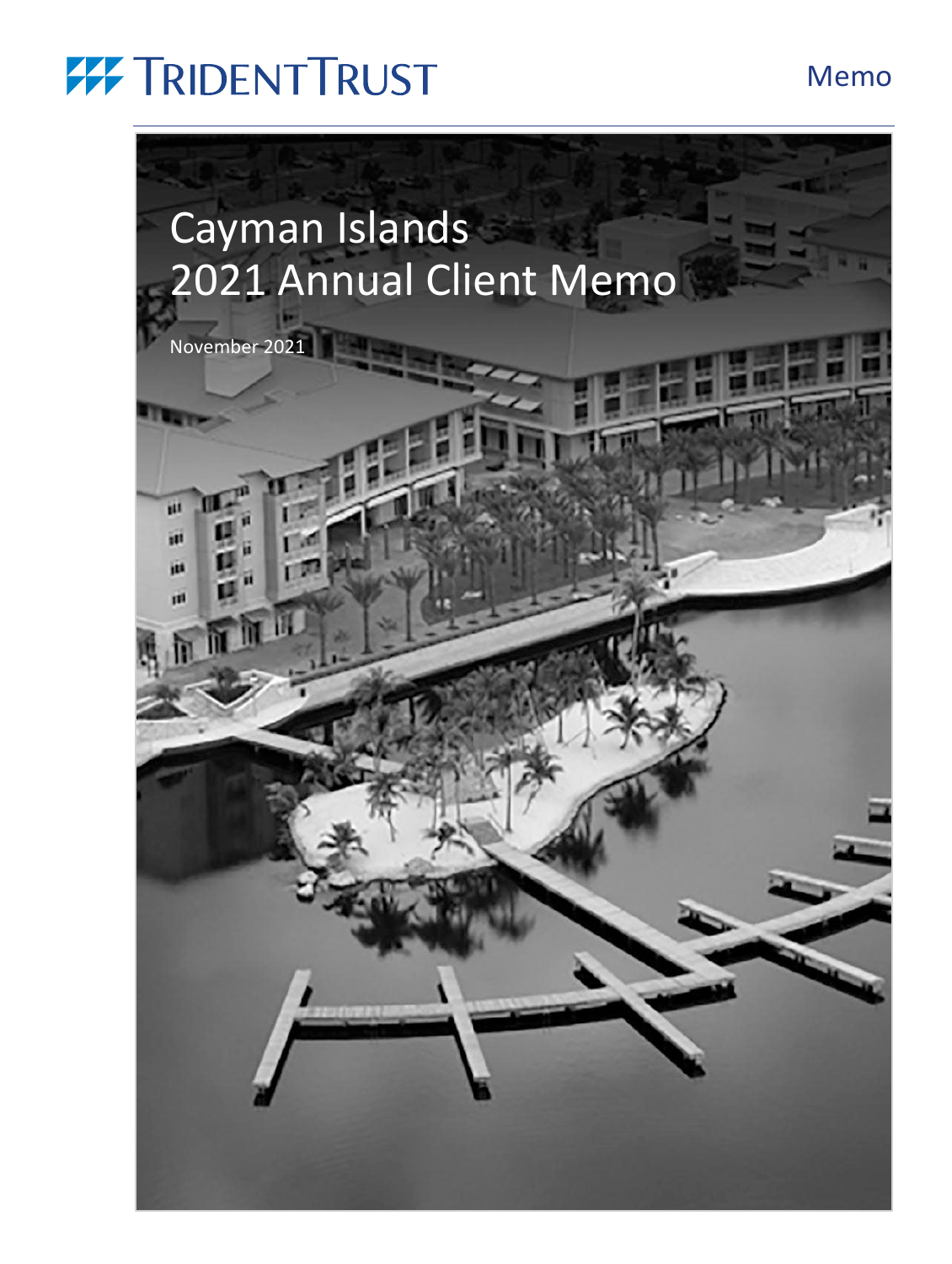TRIDENT TRUST

Memo

# Cayman Islands 2021 Annual Client Memo

November 2021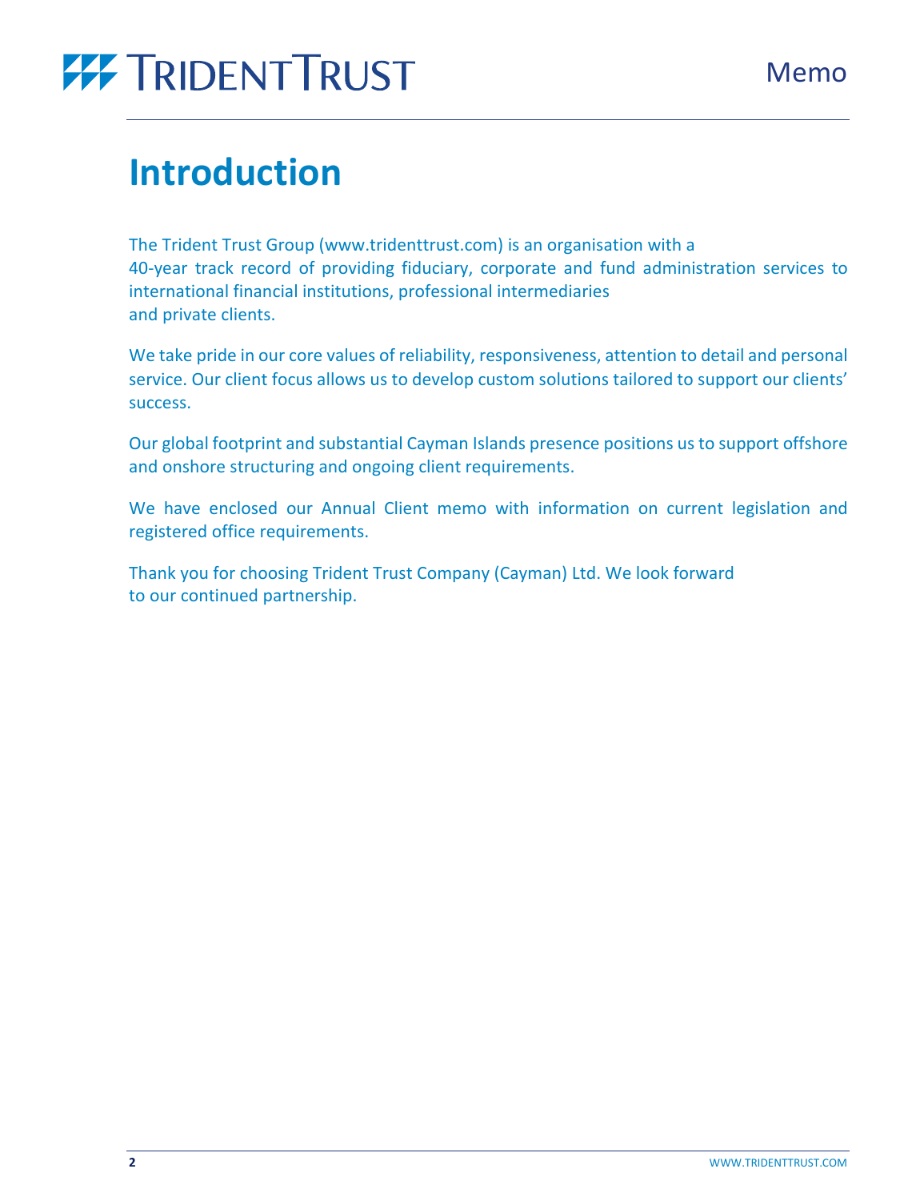# Introduction

The Trident Trust Group (www.tridenttrust.com) is an organisation with a 40-year track record of providing fiduciary, corporate and fund administration services to international financial institutions, professional intermediaries and private clients.

We take pride in our core values of reliability, responsiveness, attention to detail and personal service. Our client focus allows us to develop custom solutions tailored to support our clients' success.

Our global footprint and substantial Cayman Islands presence positions us to support offshore and onshore structuring and ongoing client requirements.

We have enclosed our Annual Client memo with information on current legislation and registered office requirements.

Thank you for choosing Trident Trust Company (Cayman) Ltd. We look forward to our continued partnership.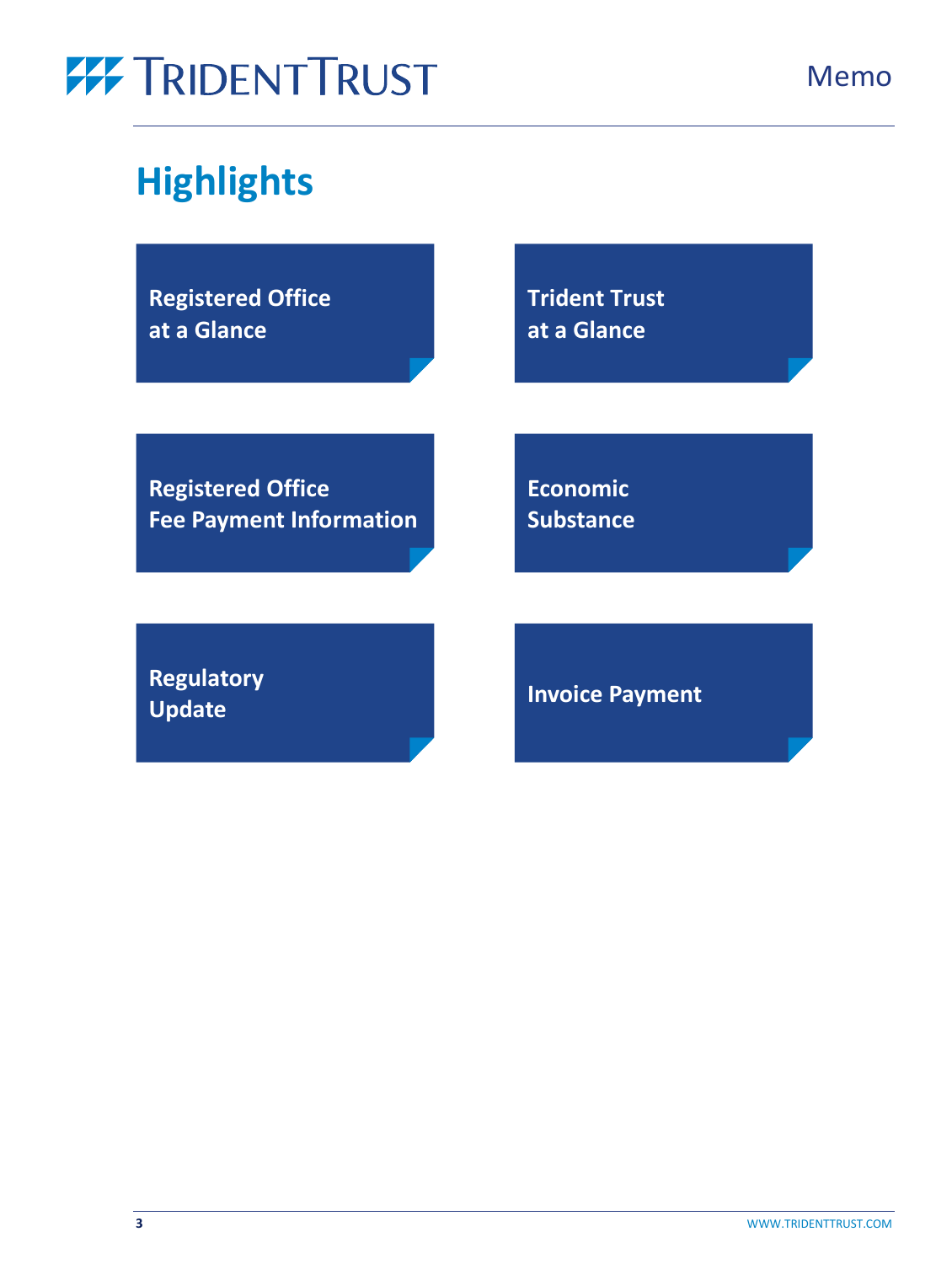# Highlights

Registered Office at a Glance

Trident Trust at a Glance

Registered Office Fee Payment Information

Economic Substance

Regulatory Update

Invoice Payment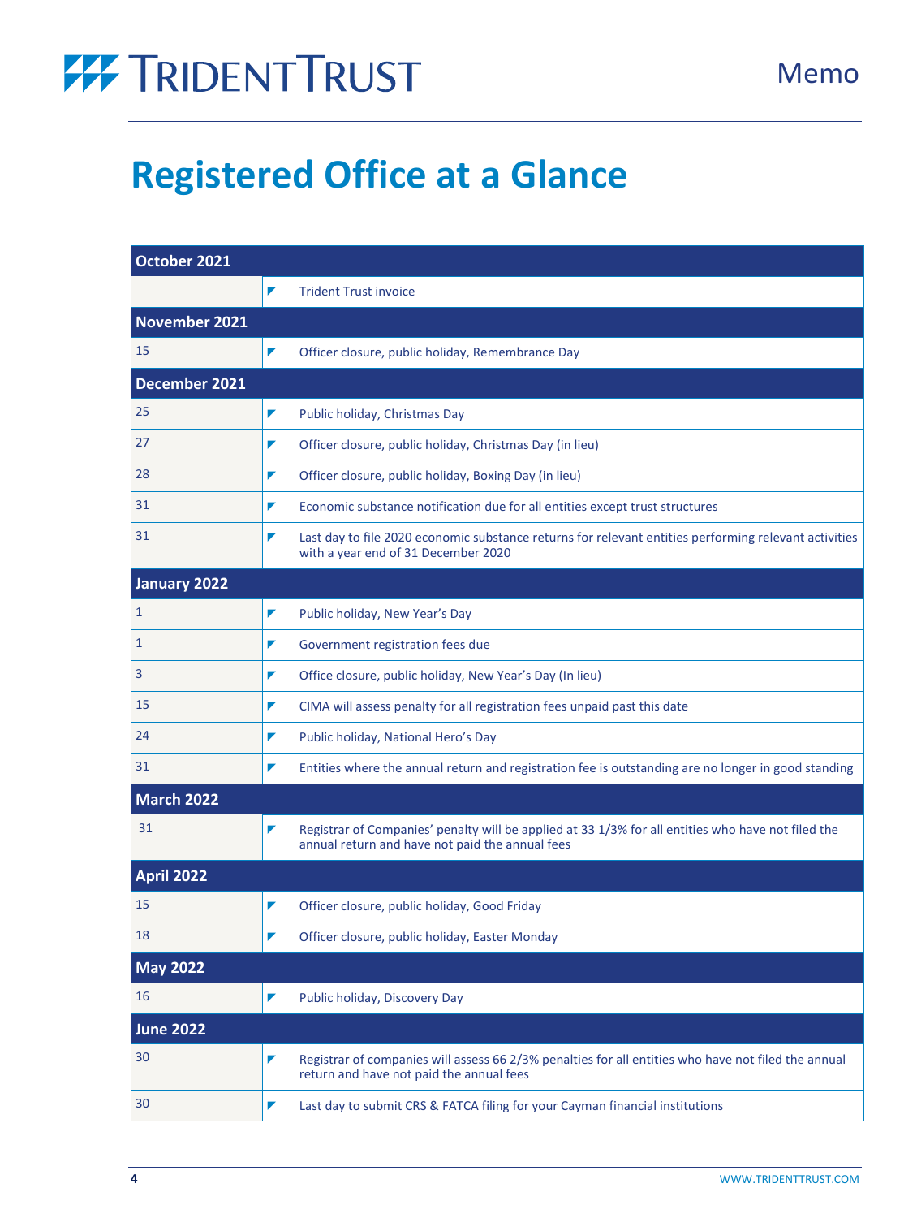# Registered Office at a Glance

| October 2021 | |
|---|---|
| | Trident Trust invoice |
| **November 2021** | |
| 15 | Officer closure, public holiday, Remembrance Day |
| **December 2021** | |
| 25 | Public holiday, Christmas Day |
| 27 | Officer closure, public holiday, Christmas Day (in lieu) |
| 28 | Officer closure, public holiday, Boxing Day (in lieu) |
| 31 | Economic substance notification due for all entities except trust structures |
| 31 | Last day to file 2020 economic substance returns for relevant entities performing relevant activities with a year end of 31 December 2020 |
| **January 2022** | |
| 1 | Public holiday, New Year's Day |
| 1 | Government registration fees due |
| 3 | Office closure, public holiday, New Year's Day (In lieu) |
| 15 | CIMA will assess penalty for all registration fees unpaid past this date |
| 24 | Public holiday, National Hero's Day |
| 31 | Entities where the annual return and registration fee is outstanding are no longer in good standing |
| **March 2022** | |
| 31 | Registrar of Companies' penalty will be applied at 33 1/3% for all entities who have not filed the annual return and have not paid the annual fees |
| **April 2022** | |
| 15 | Officer closure, public holiday, Good Friday |
| 18 | Officer closure, public holiday, Easter Monday |
| **May 2022** | |
| 16 | Public holiday, Discovery Day |
| **June 2022** | |
| 30 | Registrar of companies will assess 66 2/3% penalties for all entities who have not filed the annual return and have not paid the annual fees |
| 30 | Last day to submit CRS & FATCA filing for your Cayman financial institutions |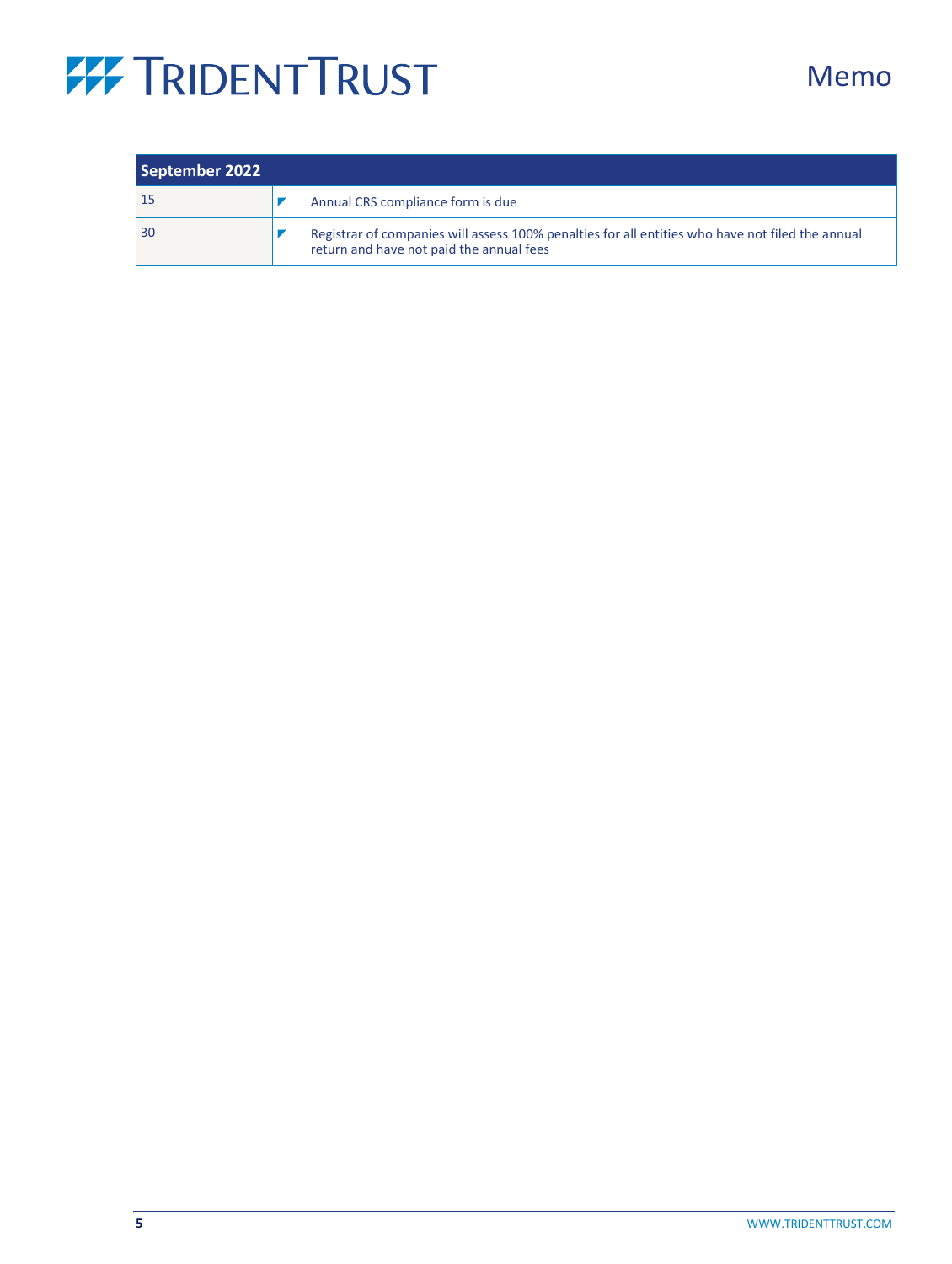| September 2022 | | |
|---|---|---|
| 15 | ◤ | Annual CRS compliance form is due |
| 30 | ◤ | Registrar of companies will assess 100% penalties for all entities who have not filed the annual return and have not paid the annual fees |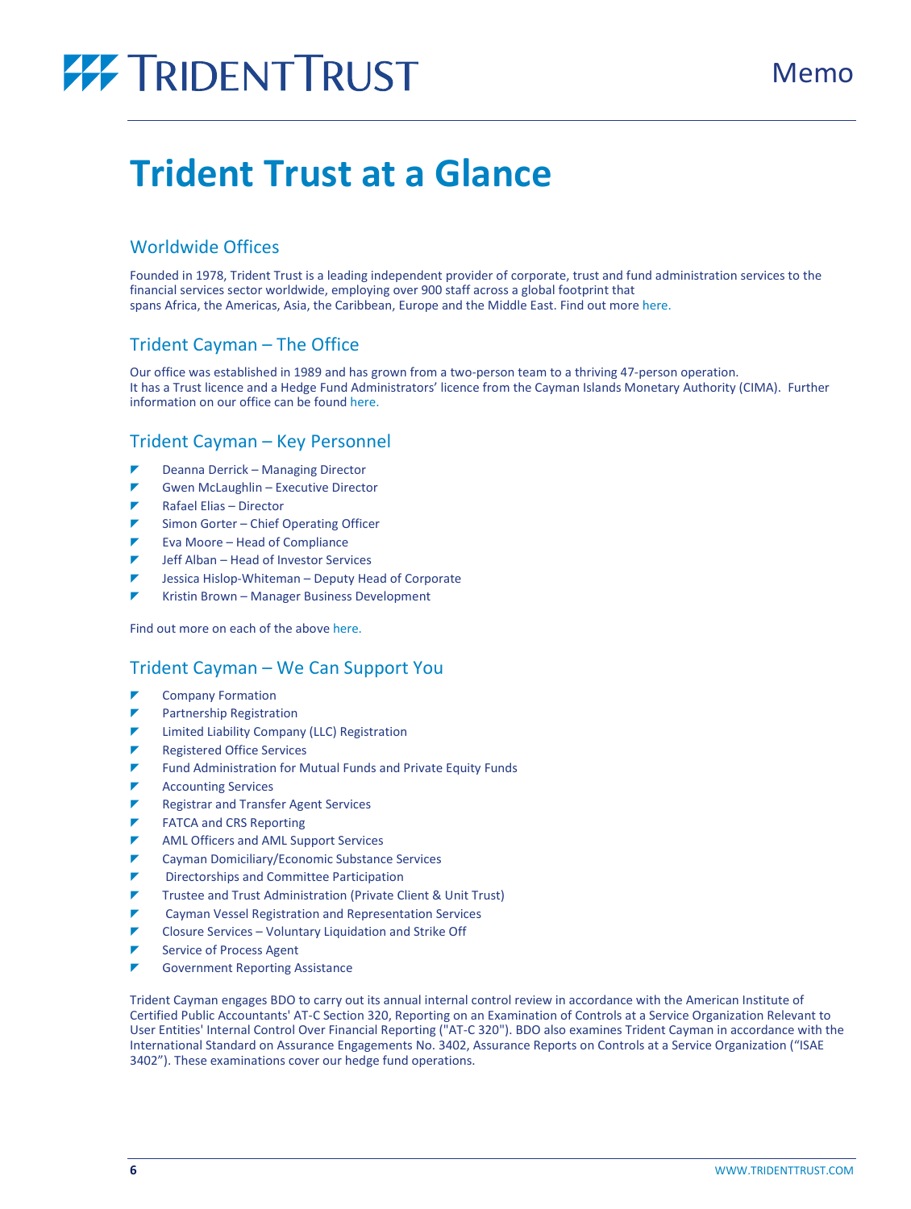# Trident Trust at a Glance

## Worldwide Offices

Founded in 1978, Trident Trust is a leading independent provider of corporate, trust and fund administration services to the financial services sector worldwide, employing over 900 staff across a global footprint that spans Africa, the Americas, Asia, the Caribbean, Europe and the Middle East. Find out more here.

## Trident Cayman – The Office

Our office was established in 1989 and has grown from a two-person team to a thriving 47-person operation. It has a Trust licence and a Hedge Fund Administrators' licence from the Cayman Islands Monetary Authority (CIMA). Further information on our office can be found here.

## Trident Cayman – Key Personnel

- Deanna Derrick – Managing Director
- Gwen McLaughlin – Executive Director
- Rafael Elias – Director
- Simon Gorter – Chief Operating Officer
- Eva Moore – Head of Compliance
- Jeff Alban – Head of Investor Services
- Jessica Hislop-Whiteman – Deputy Head of Corporate
- Kristin Brown – Manager Business Development

Find out more on each of the above here.

## Trident Cayman – We Can Support You

- Company Formation
- Partnership Registration
- Limited Liability Company (LLC) Registration
- Registered Office Services
- Fund Administration for Mutual Funds and Private Equity Funds
- Accounting Services
- Registrar and Transfer Agent Services
- FATCA and CRS Reporting
- AML Officers and AML Support Services
- Cayman Domiciliary/Economic Substance Services
- Directorships and Committee Participation
- Trustee and Trust Administration (Private Client & Unit Trust)
- Cayman Vessel Registration and Representation Services
- Closure Services – Voluntary Liquidation and Strike Off
- Service of Process Agent
- Government Reporting Assistance

Trident Cayman engages BDO to carry out its annual internal control review in accordance with the American Institute of Certified Public Accountants' AT-C Section 320, Reporting on an Examination of Controls at a Service Organization Relevant to User Entities' Internal Control Over Financial Reporting ("AT-C 320"). BDO also examines Trident Cayman in accordance with the International Standard on Assurance Engagements No. 3402, Assurance Reports on Controls at a Service Organization ("ISAE 3402"). These examinations cover our hedge fund operations.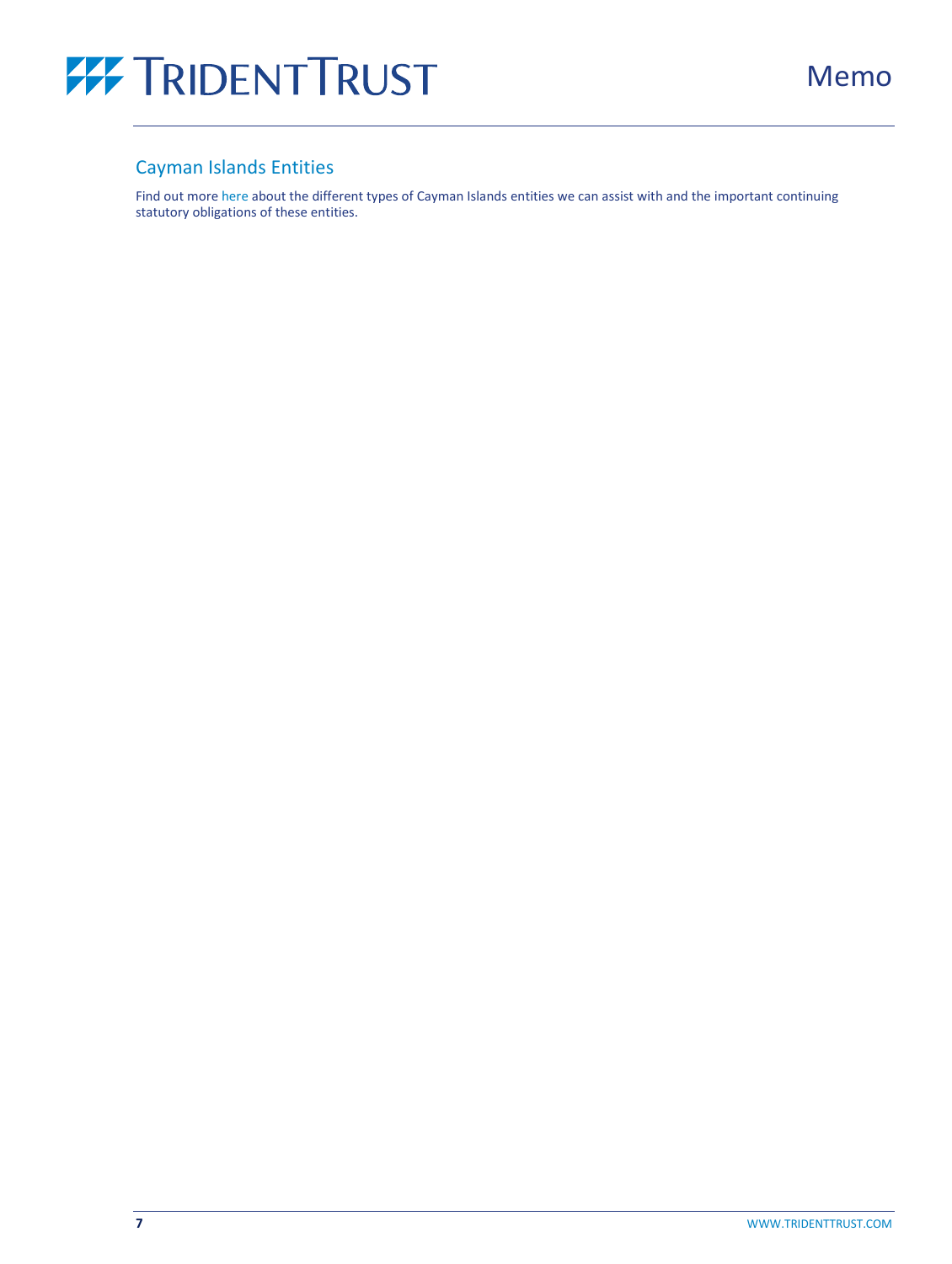## Cayman Islands Entities

Find out more here about the different types of Cayman Islands entities we can assist with and the important continuing statutory obligations of these entities.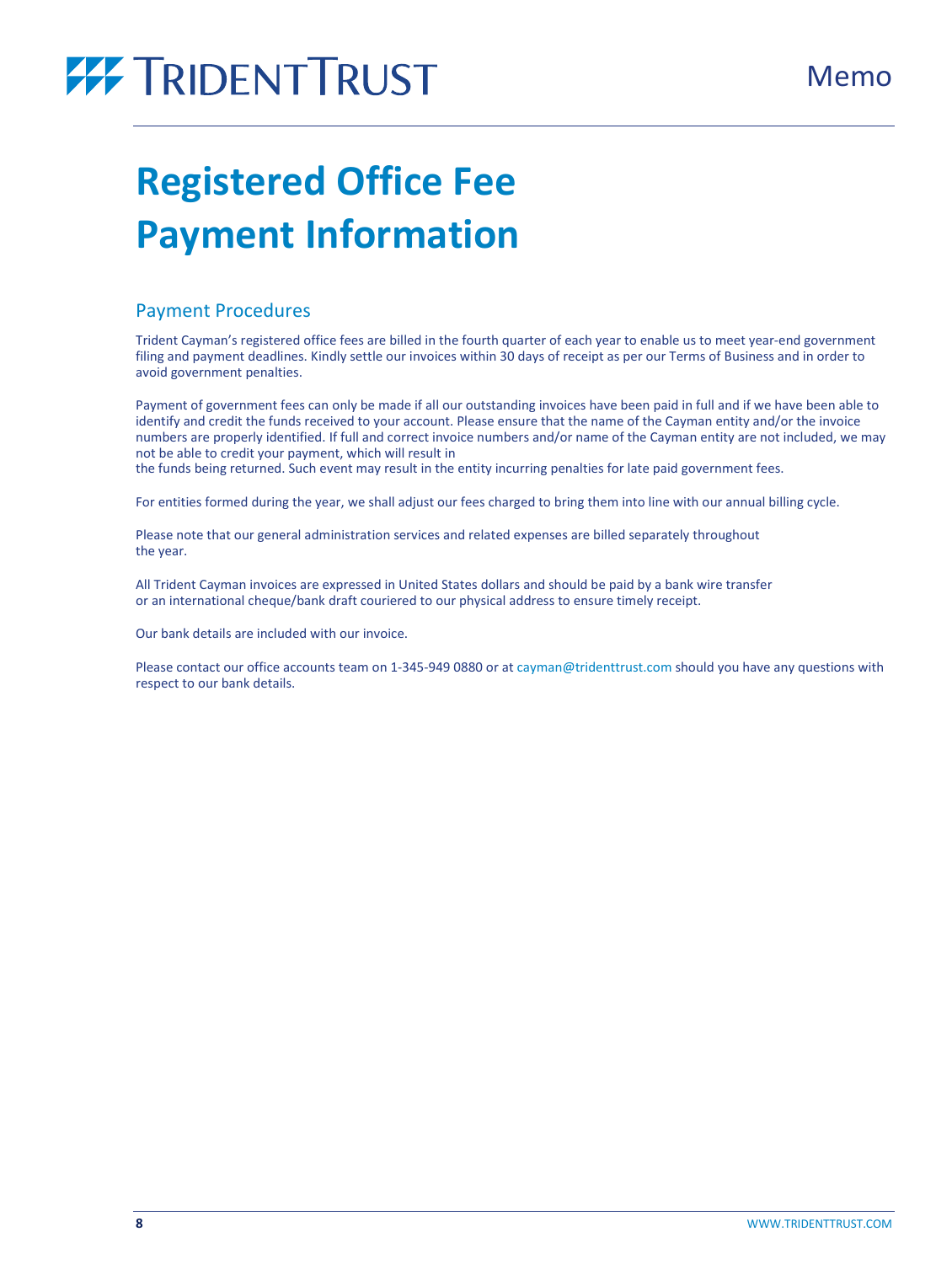# Registered Office Fee Payment Information

## Payment Procedures

Trident Cayman's registered office fees are billed in the fourth quarter of each year to enable us to meet year-end government filing and payment deadlines. Kindly settle our invoices within 30 days of receipt as per our Terms of Business and in order to avoid government penalties.

Payment of government fees can only be made if all our outstanding invoices have been paid in full and if we have been able to identify and credit the funds received to your account. Please ensure that the name of the Cayman entity and/or the invoice numbers are properly identified. If full and correct invoice numbers and/or name of the Cayman entity are not included, we may not be able to credit your payment, which will result in the funds being returned. Such event may result in the entity incurring penalties for late paid government fees.

For entities formed during the year, we shall adjust our fees charged to bring them into line with our annual billing cycle.

Please note that our general administration services and related expenses are billed separately throughout the year.

All Trident Cayman invoices are expressed in United States dollars and should be paid by a bank wire transfer or an international cheque/bank draft couriered to our physical address to ensure timely receipt.

Our bank details are included with our invoice.

Please contact our office accounts team on 1-345-949 0880 or at cayman@tridenttrust.com should you have any questions with respect to our bank details.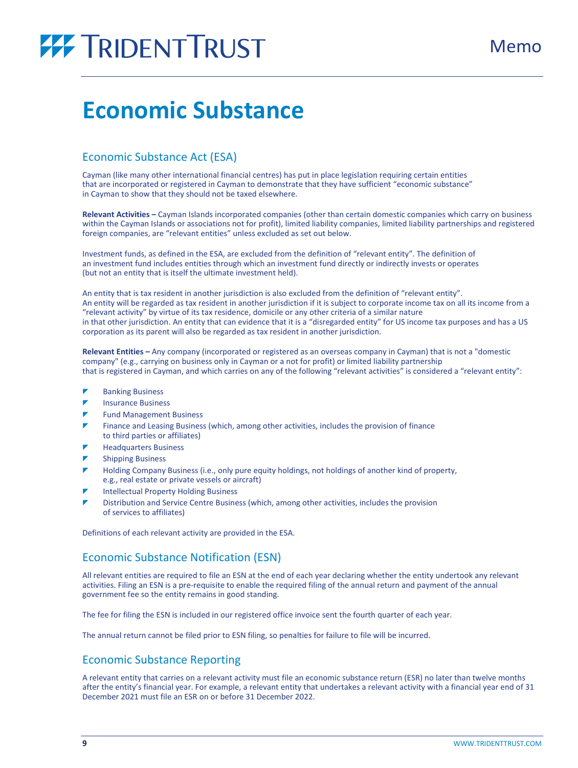# Economic Substance

## Economic Substance Act (ESA)

Cayman (like many other international financial centres) has put in place legislation requiring certain entities that are incorporated or registered in Cayman to demonstrate that they have sufficient "economic substance" in Cayman to show that they should not be taxed elsewhere.

**Relevant Activities –** Cayman Islands incorporated companies (other than certain domestic companies which carry on business within the Cayman Islands or associations not for profit), limited liability companies, limited liability partnerships and registered foreign companies, are "relevant entities" unless excluded as set out below.

Investment funds, as defined in the ESA, are excluded from the definition of "relevant entity". The definition of an investment fund includes entities through which an investment fund directly or indirectly invests or operates (but not an entity that is itself the ultimate investment held).

An entity that is tax resident in another jurisdiction is also excluded from the definition of "relevant entity". An entity will be regarded as tax resident in another jurisdiction if it is subject to corporate income tax on all its income from a "relevant activity" by virtue of its tax residence, domicile or any other criteria of a similar nature in that other jurisdiction. An entity that can evidence that it is a "disregarded entity" for US income tax purposes and has a US corporation as its parent will also be regarded as tax resident in another jurisdiction.

**Relevant Entities –** Any company (incorporated or registered as an overseas company in Cayman) that is not a "domestic company" (e.g., carrying on business only in Cayman or a not for profit) or limited liability partnership that is registered in Cayman, and which carries on any of the following "relevant activities" is considered a "relevant entity":

- Banking Business
- Insurance Business
- Fund Management Business
- Finance and Leasing Business (which, among other activities, includes the provision of finance to third parties or affiliates)
- Headquarters Business
- Shipping Business
- Holding Company Business (i.e., only pure equity holdings, not holdings of another kind of property, e.g., real estate or private vessels or aircraft)
- Intellectual Property Holding Business
- Distribution and Service Centre Business (which, among other activities, includes the provision of services to affiliates)

Definitions of each relevant activity are provided in the ESA.

## Economic Substance Notification (ESN)

All relevant entities are required to file an ESN at the end of each year declaring whether the entity undertook any relevant activities. Filing an ESN is a pre-requisite to enable the required filing of the annual return and payment of the annual government fee so the entity remains in good standing.

The fee for filing the ESN is included in our registered office invoice sent the fourth quarter of each year.

The annual return cannot be filed prior to ESN filing, so penalties for failure to file will be incurred.

## Economic Substance Reporting

A relevant entity that carries on a relevant activity must file an economic substance return (ESR) no later than twelve months after the entity's financial year. For example, a relevant entity that undertakes a relevant activity with a financial year end of 31 December 2021 must file an ESR on or before 31 December 2022.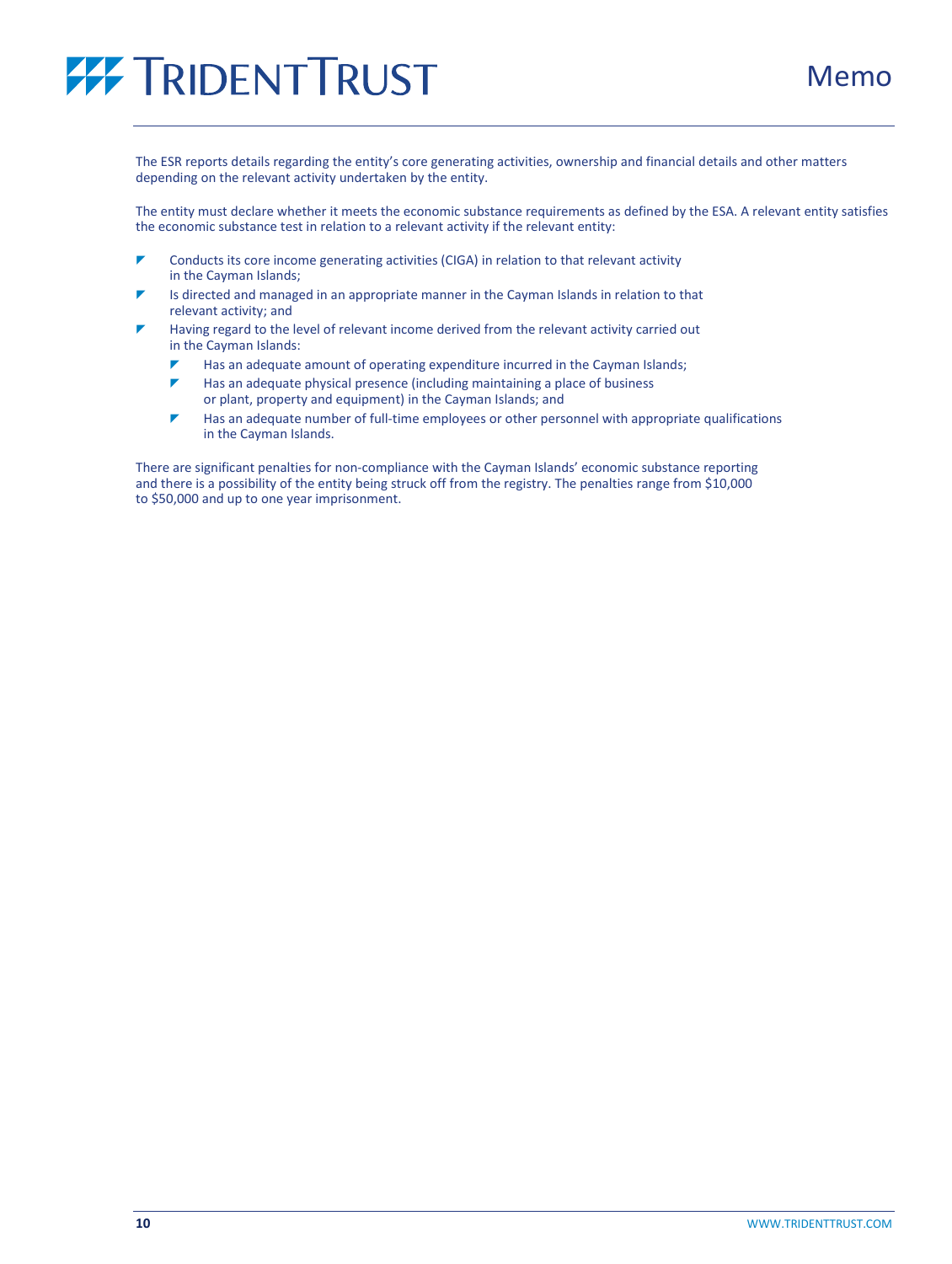The ESR reports details regarding the entity's core generating activities, ownership and financial details and other matters depending on the relevant activity undertaken by the entity.

The entity must declare whether it meets the economic substance requirements as defined by the ESA. A relevant entity satisfies the economic substance test in relation to a relevant activity if the relevant entity:

- Conducts its core income generating activities (CIGA) in relation to that relevant activity in the Cayman Islands;
- Is directed and managed in an appropriate manner in the Cayman Islands in relation to that relevant activity; and
- Having regard to the level of relevant income derived from the relevant activity carried out in the Cayman Islands:
  - Has an adequate amount of operating expenditure incurred in the Cayman Islands;
  - Has an adequate physical presence (including maintaining a place of business or plant, property and equipment) in the Cayman Islands; and
  - Has an adequate number of full-time employees or other personnel with appropriate qualifications in the Cayman Islands.

There are significant penalties for non-compliance with the Cayman Islands' economic substance reporting and there is a possibility of the entity being struck off from the registry. The penalties range from $10,000 to $50,000 and up to one year imprisonment.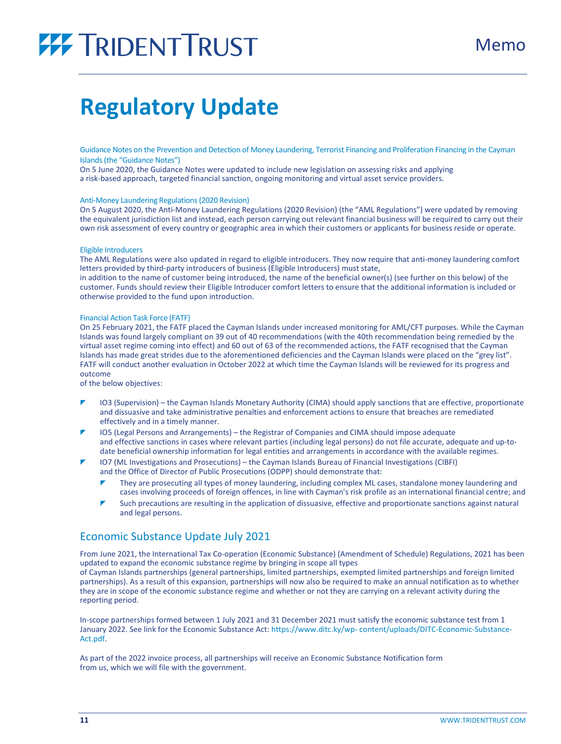# Regulatory Update

### Guidance Notes on the Prevention and Detection of Money Laundering, Terrorist Financing and Proliferation Financing in the Cayman Islands (the "Guidance Notes")

On 5 June 2020, the Guidance Notes were updated to include new legislation on assessing risks and applying a risk-based approach, targeted financial sanction, ongoing monitoring and virtual asset service providers.

### Anti-Money Laundering Regulations (2020 Revision)

On 5 August 2020, the Anti-Money Laundering Regulations (2020 Revision) (the "AML Regulations") were updated by removing the equivalent jurisdiction list and instead, each person carrying out relevant financial business will be required to carry out their own risk assessment of every country or geographic area in which their customers or applicants for business reside or operate.

### Eligible Introducers

The AML Regulations were also updated in regard to eligible introducers. They now require that anti-money laundering comfort letters provided by third-party introducers of business (Eligible Introducers) must state, in addition to the name of customer being introduced, the name of the beneficial owner(s) (see further on this below) of the customer. Funds should review their Eligible Introducer comfort letters to ensure that the additional information is included or otherwise provided to the fund upon introduction.

### Financial Action Task Force (FATF)

On 25 February 2021, the FATF placed the Cayman Islands under increased monitoring for AML/CFT purposes. While the Cayman Islands was found largely compliant on 39 out of 40 recommendations (with the 40th recommendation being remedied by the virtual asset regime coming into effect) and 60 out of 63 of the recommended actions, the FATF recognised that the Cayman Islands has made great strides due to the aforementioned deficiencies and the Cayman Islands were placed on the "grey list". FATF will conduct another evaluation in October 2022 at which time the Cayman Islands will be reviewed for its progress and outcome of the below objectives:

- IO3 (Supervision) – the Cayman Islands Monetary Authority (CIMA) should apply sanctions that are effective, proportionate and dissuasive and take administrative penalties and enforcement actions to ensure that breaches are remediated effectively and in a timely manner.
- IO5 (Legal Persons and Arrangements) – the Registrar of Companies and CIMA should impose adequate and effective sanctions in cases where relevant parties (including legal persons) do not file accurate, adequate and up-to-date beneficial ownership information for legal entities and arrangements in accordance with the available regimes.
- IO7 (ML Investigations and Prosecutions) – the Cayman Islands Bureau of Financial Investigations (CIBFI) and the Office of Director of Public Prosecutions (ODPP) should demonstrate that:
  - They are prosecuting all types of money laundering, including complex ML cases, standalone money laundering and cases involving proceeds of foreign offences, in line with Cayman's risk profile as an international financial centre; and
  - Such precautions are resulting in the application of dissuasive, effective and proportionate sanctions against natural and legal persons.

## Economic Substance Update July 2021

From June 2021, the International Tax Co-operation (Economic Substance) (Amendment of Schedule) Regulations, 2021 has been updated to expand the economic substance regime by bringing in scope all types of Cayman Islands partnerships (general partnerships, limited partnerships, exempted limited partnerships and foreign limited partnerships). As a result of this expansion, partnerships will now also be required to make an annual notification as to whether they are in scope of the economic substance regime and whether or not they are carrying on a relevant activity during the reporting period.

In-scope partnerships formed between 1 July 2021 and 31 December 2021 must satisfy the economic substance test from 1 January 2022. See link for the Economic Substance Act: https://www.ditc.ky/wp-content/uploads/DITC-Economic-Substance-Act.pdf.

As part of the 2022 invoice process, all partnerships will receive an Economic Substance Notification form from us, which we will file with the government.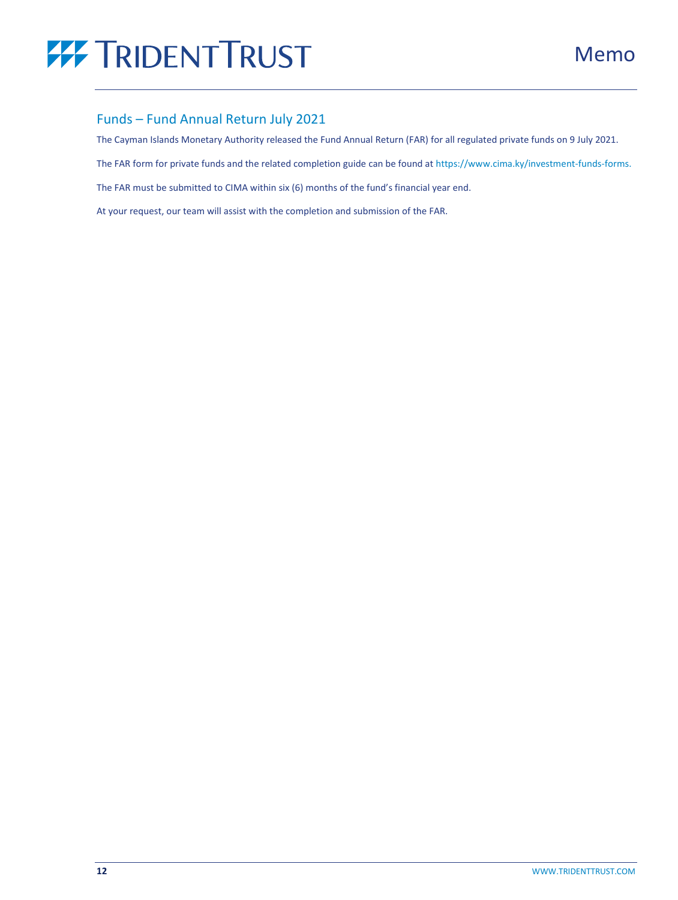## Funds – Fund Annual Return July 2021

The Cayman Islands Monetary Authority released the Fund Annual Return (FAR) for all regulated private funds on 9 July 2021.

The FAR form for private funds and the related completion guide can be found at https://www.cima.ky/investment-funds-forms.

The FAR must be submitted to CIMA within six (6) months of the fund's financial year end.

At your request, our team will assist with the completion and submission of the FAR.